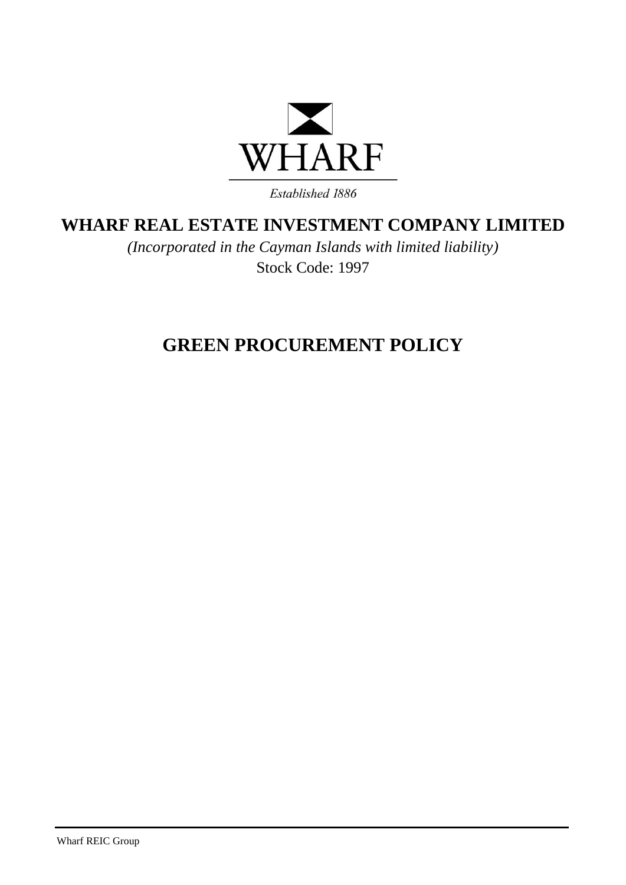WHARF

*Established 1886*

# WHARF REAL ESTATE INVESTMENT COMPANY LIMITED

*(Incorporated in the Cayman Islands with limited liability)*

Stock Code: 1997

# GREEN PROCUREMENT POLICY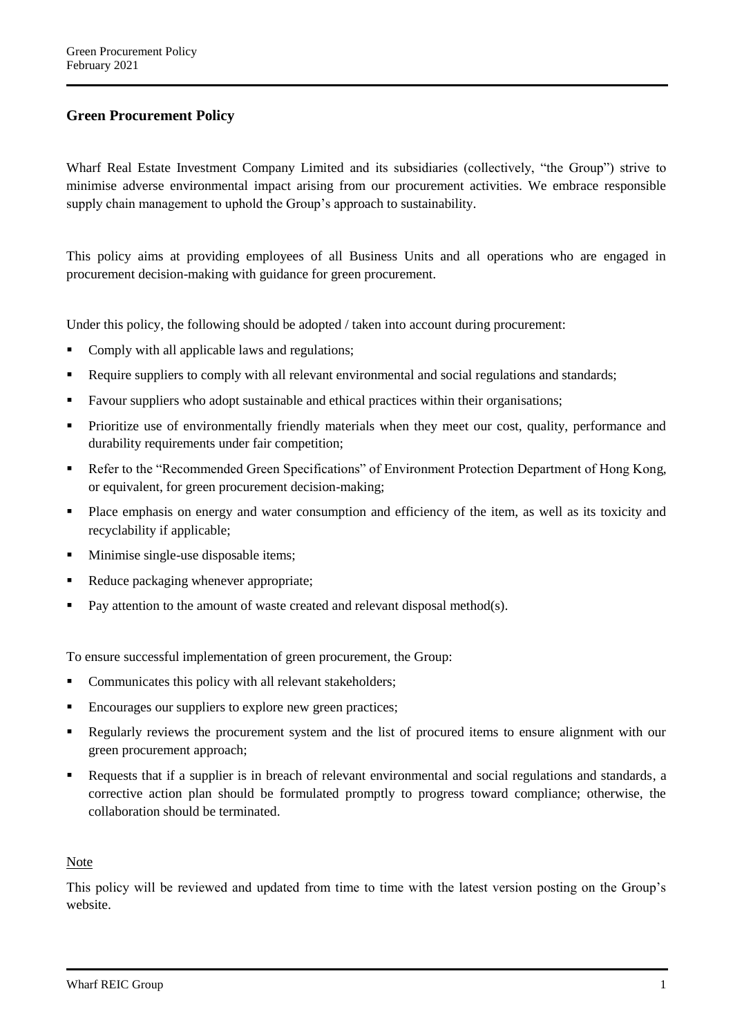## Green Procurement Policy

Wharf Real Estate Investment Company Limited and its subsidiaries (collectively, "the Group") strive to minimise adverse environmental impact arising from our procurement activities. We embrace responsible supply chain management to uphold the Group's approach to sustainability.

This policy aims at providing employees of all Business Units and all operations who are engaged in procurement decision-making with guidance for green procurement.

Under this policy, the following should be adopted / taken into account during procurement:

- Comply with all applicable laws and regulations;
- Require suppliers to comply with all relevant environmental and social regulations and standards;
- Favour suppliers who adopt sustainable and ethical practices within their organisations;
- Prioritize use of environmentally friendly materials when they meet our cost, quality, performance and durability requirements under fair competition;
- Refer to the "Recommended Green Specifications" of Environment Protection Department of Hong Kong, or equivalent, for green procurement decision-making;
- Place emphasis on energy and water consumption and efficiency of the item, as well as its toxicity and recyclability if applicable;
- Minimise single-use disposable items;
- Reduce packaging whenever appropriate;
- Pay attention to the amount of waste created and relevant disposal method(s).

To ensure successful implementation of green procurement, the Group:

- Communicates this policy with all relevant stakeholders;
- Encourages our suppliers to explore new green practices;
- Regularly reviews the procurement system and the list of procured items to ensure alignment with our green procurement approach;
- Requests that if a supplier is in breach of relevant environmental and social regulations and standards, a corrective action plan should be formulated promptly to progress toward compliance; otherwise, the collaboration should be terminated.

Note

This policy will be reviewed and updated from time to time with the latest version posting on the Group's website.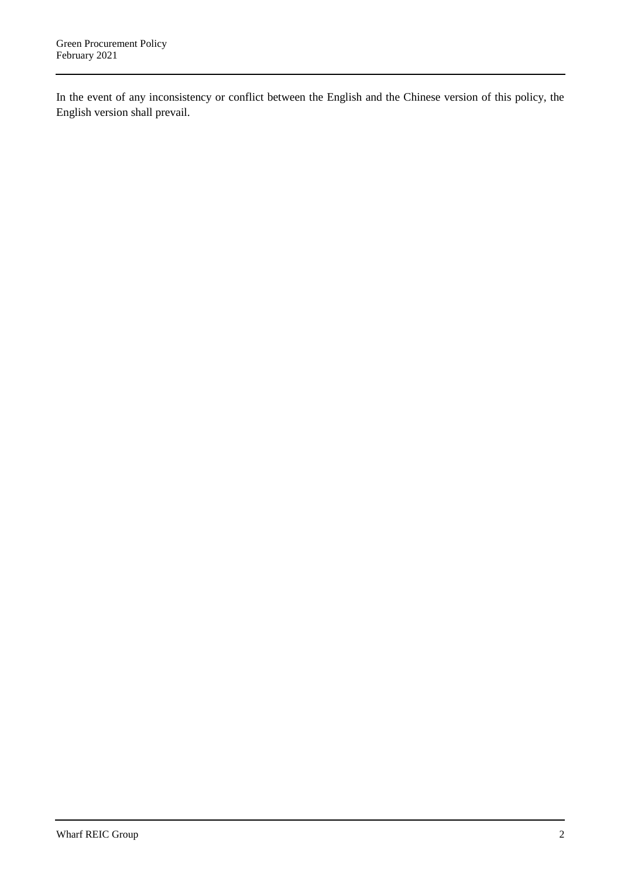In the event of any inconsistency or conflict between the English and the Chinese version of this policy, the English version shall prevail.